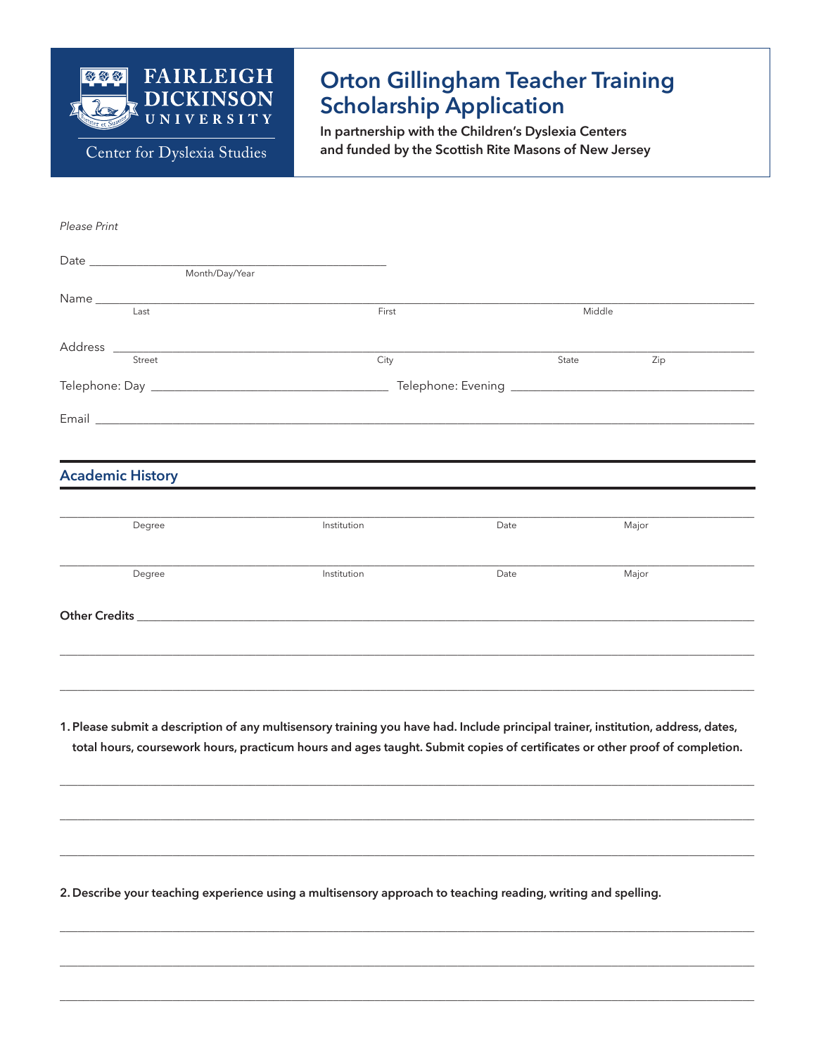Fairleigh Dickinson University

Center for Dyslexia Studies

# Orton Gillingham Teacher Training Scholarship Application

**In partnership with the Children's Dyslexia Centers and funded by the Scottish Rite Masons of New Jersey**

*Please Print*

Date ______________________________________________
Month/Day/Year

Name ______________________________________________________________________________
Last First Middle

Address ____________________________________________________________________________
Street City State Zip

Telephone: Day ______________________________ Telephone: Evening ______________________________

Email ______________________________________________________________________________

## Academic History

______________________________________________________________________________
Degree Institution Date Major

______________________________________________________________________________
Degree Institution Date Major

**Other Credits** ______________________________________________________________________

______________________________________________________________________________

______________________________________________________________________________

**1. Please submit a description of any multisensory training you have had. Include principal trainer, institution, address, dates, total hours, coursework hours, practicum hours and ages taught. Submit copies of certificates or other proof of completion.**

______________________________________________________________________________

______________________________________________________________________________

______________________________________________________________________________

**2. Describe your teaching experience using a multisensory approach to teaching reading, writing and spelling.**

______________________________________________________________________________

______________________________________________________________________________

______________________________________________________________________________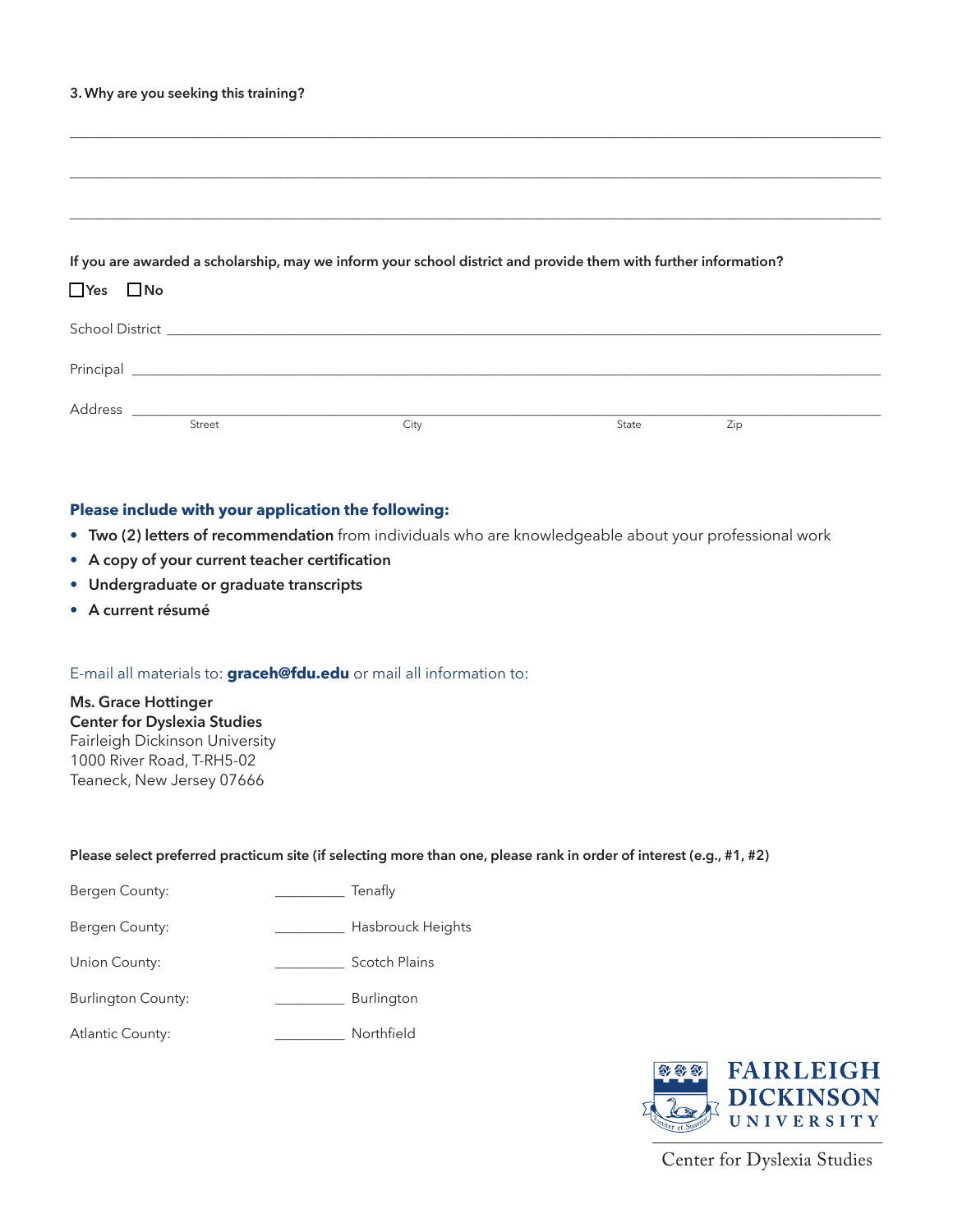**3. Why are you seeking this training?**

\_\_\_\_\_\_\_\_\_\_\_\_\_\_\_\_\_\_\_\_\_\_\_\_\_\_\_\_\_\_\_\_\_\_\_\_\_\_\_\_\_\_\_\_\_\_\_\_\_\_\_\_\_\_\_\_\_\_\_\_\_\_\_\_\_\_\_\_\_\_\_\_\_\_\_\_\_\_

\_\_\_\_\_\_\_\_\_\_\_\_\_\_\_\_\_\_\_\_\_\_\_\_\_\_\_\_\_\_\_\_\_\_\_\_\_\_\_\_\_\_\_\_\_\_\_\_\_\_\_\_\_\_\_\_\_\_\_\_\_\_\_\_\_\_\_\_\_\_\_\_\_\_\_\_\_\_

\_\_\_\_\_\_\_\_\_\_\_\_\_\_\_\_\_\_\_\_\_\_\_\_\_\_\_\_\_\_\_\_\_\_\_\_\_\_\_\_\_\_\_\_\_\_\_\_\_\_\_\_\_\_\_\_\_\_\_\_\_\_\_\_\_\_\_\_\_\_\_\_\_\_\_\_\_\_

**If you are awarded a scholarship, may we inform your school district and provide them with further information?**

☐ **Yes** ☐ **No**

School District \_\_\_\_\_\_\_\_\_\_\_\_\_\_\_\_\_\_\_\_\_\_\_\_\_\_\_\_\_\_\_\_\_\_\_\_\_\_\_\_\_\_\_\_\_\_\_\_\_\_\_\_\_\_\_\_\_\_\_\_\_\_

Principal \_\_\_\_\_\_\_\_\_\_\_\_\_\_\_\_\_\_\_\_\_\_\_\_\_\_\_\_\_\_\_\_\_\_\_\_\_\_\_\_\_\_\_\_\_\_\_\_\_\_\_\_\_\_\_\_\_\_\_\_\_\_\_\_\_\_

Address \_\_\_\_\_\_\_\_\_\_\_\_\_\_\_\_\_\_\_\_\_\_\_\_\_\_\_\_\_\_\_\_\_\_\_\_\_\_\_\_\_\_\_\_\_\_\_\_\_\_\_\_\_\_\_\_\_\_\_\_\_\_\_\_\_\_\_
Street City State Zip

**Please include with your application the following:**

- **Two (2) letters of recommendation** from individuals who are knowledgeable about your professional work
- **A copy of your current teacher certification**
- **Undergraduate or graduate transcripts**
- **A current résumé**

E-mail all materials to: **graceh@fdu.edu** or mail all information to:

**Ms. Grace Hottinger**
**Center for Dyslexia Studies**
Fairleigh Dickinson University
1000 River Road, T-RH5-02
Teaneck, New Jersey 07666

**Please select preferred practicum site (if selecting more than one, please rank in order of interest (e.g., #1, #2)**

| | | |
|---|---|---|
| Bergen County: | \_\_\_\_\_\_\_\_\_\_ | Tenafly |
| Bergen County: | \_\_\_\_\_\_\_\_\_\_ | Hasbrouck Heights |
| Union County: | \_\_\_\_\_\_\_\_\_\_ | Scotch Plains |
| Burlington County: | \_\_\_\_\_\_\_\_\_\_ | Burlington |
| Atlantic County: | \_\_\_\_\_\_\_\_\_\_ | Northfield |

FAIRLEIGH DICKINSON UNIVERSITY
Center for Dyslexia Studies